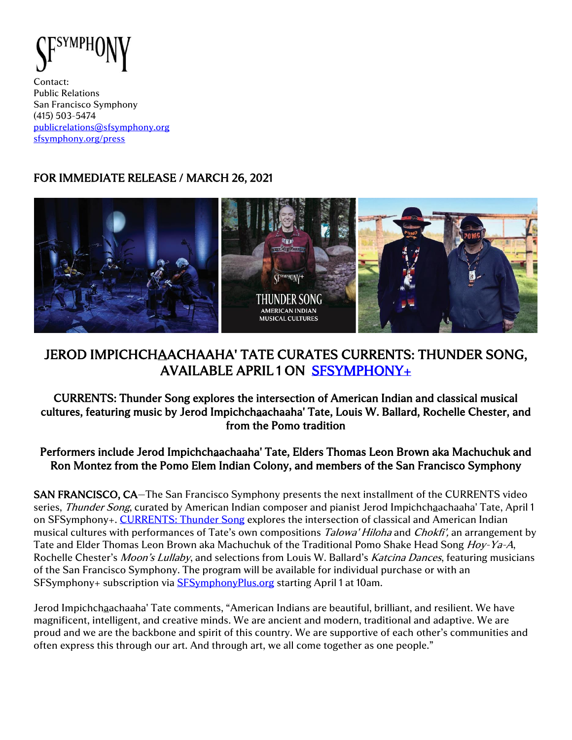SFSYMPHONY

Contact:
Public Relations
San Francisco Symphony
(415) 503-5474
publicrelations@sfsymphony.org
sfsymphony.org/press

FOR IMMEDIATE RELEASE / MARCH 26, 2021

# JEROD IMPICHCHAACHAAHA' TATE CURATES CURRENTS: THUNDER SONG, AVAILABLE APRIL 1 ON SFSYMPHONY+

### CURRENTS: Thunder Song explores the intersection of American Indian and classical musical cultures, featuring music by Jerod Impichchaachaaha' Tate, Louis W. Ballard, Rochelle Chester, and from the Pomo tradition

### Performers include Jerod Impichchaachaaha' Tate, Elders Thomas Leon Brown aka Machuchuk and Ron Montez from the Pomo Elem Indian Colony, and members of the San Francisco Symphony

**SAN FRANCISCO, CA**—The San Francisco Symphony presents the next installment of the CURRENTS video series, *Thunder Song*, curated by American Indian composer and pianist Jerod Impichchaachaaha' Tate, April 1 on SFSymphony+. CURRENTS: Thunder Song explores the intersection of classical and American Indian musical cultures with performances of Tate's own compositions *Talowa' Hiloha* and *Chokfi'*, an arrangement by Tate and Elder Thomas Leon Brown aka Machuchuk of the Traditional Pomo Shake Head Song *Hoy-Ya-A*, Rochelle Chester's *Moon's Lullaby*, and selections from Louis W. Ballard's *Katcina Dances*, featuring musicians of the San Francisco Symphony. The program will be available for individual purchase or with an SFSymphony+ subscription via SFSymphonyPlus.org starting April 1 at 10am.

Jerod Impichchaachaaha' Tate comments, "American Indians are beautiful, brilliant, and resilient. We have magnificent, intelligent, and creative minds. We are ancient and modern, traditional and adaptive. We are proud and we are the backbone and spirit of this country. We are supportive of each other's communities and often express this through our art. And through art, we all come together as one people."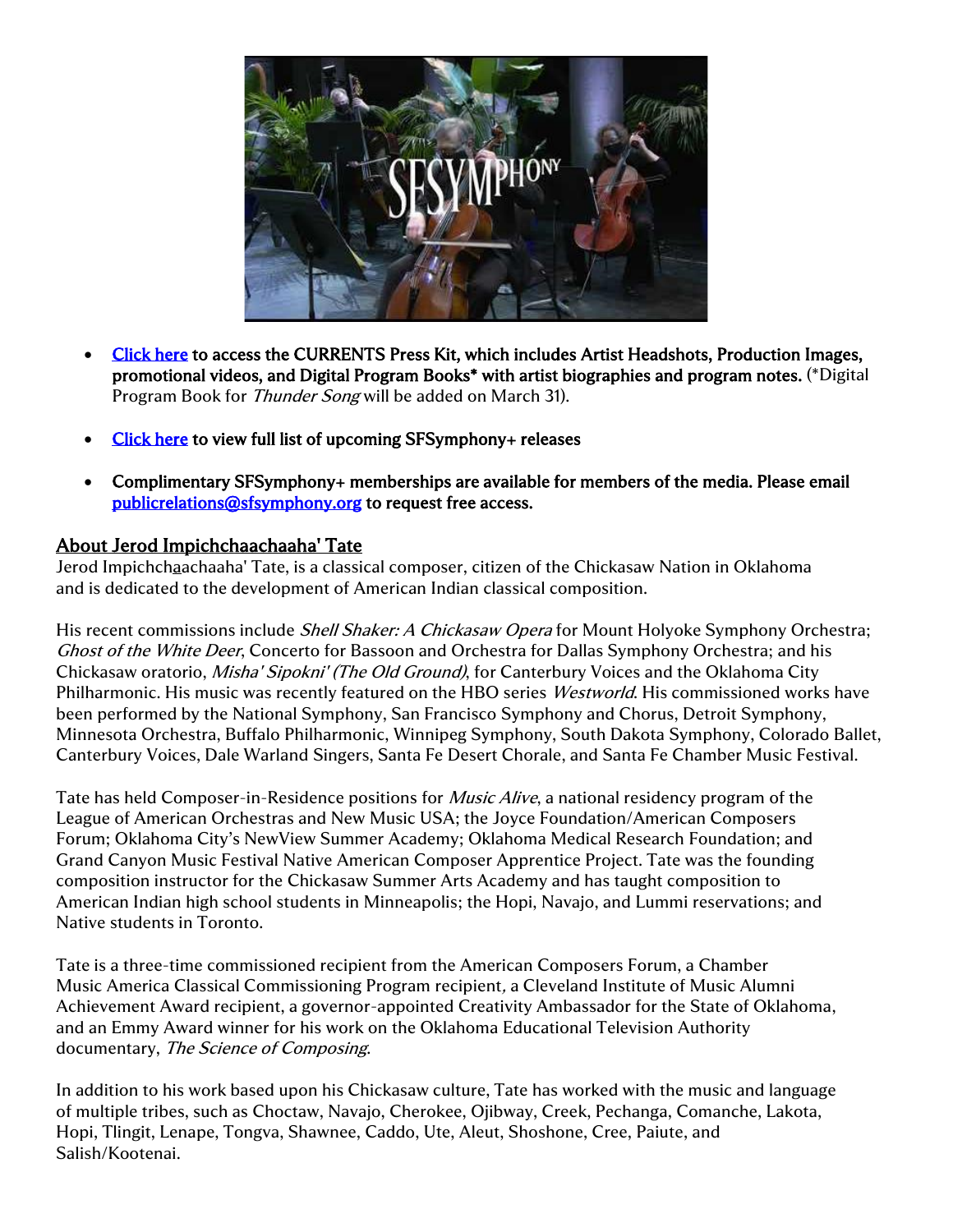- [Click here](#) **to access the CURRENTS Press Kit, which includes Artist Headshots, Production Images, promotional videos, and Digital Program Books* with artist biographies and program notes.** (*Digital Program Book for *Thunder Song* will be added on March 31).

- [Click here](#) **to view full list of upcoming SFSymphony+ releases**

- **Complimentary SFSymphony+ memberships are available for members of the media. Please email [publicrelations@sfsymphony.org](mailto:publicrelations@sfsymphony.org) to request free access.**

## About Jerod Impichchaachaaha' Tate

Jerod Impichchaachaaha' Tate, is a classical composer, citizen of the Chickasaw Nation in Oklahoma and is dedicated to the development of American Indian classical composition.

His recent commissions include *Shell Shaker: A Chickasaw Opera* for Mount Holyoke Symphony Orchestra; *Ghost of the White Deer*, Concerto for Bassoon and Orchestra for Dallas Symphony Orchestra; and his Chickasaw oratorio, *Misha' Sipokni' (The Old Ground)*, for Canterbury Voices and the Oklahoma City Philharmonic. His music was recently featured on the HBO series *Westworld*. His commissioned works have been performed by the National Symphony, San Francisco Symphony and Chorus, Detroit Symphony, Minnesota Orchestra, Buffalo Philharmonic, Winnipeg Symphony, South Dakota Symphony, Colorado Ballet, Canterbury Voices, Dale Warland Singers, Santa Fe Desert Chorale, and Santa Fe Chamber Music Festival.

Tate has held Composer-in-Residence positions for *Music Alive*, a national residency program of the League of American Orchestras and New Music USA; the Joyce Foundation/American Composers Forum; Oklahoma City's NewView Summer Academy; Oklahoma Medical Research Foundation; and Grand Canyon Music Festival Native American Composer Apprentice Project. Tate was the founding composition instructor for the Chickasaw Summer Arts Academy and has taught composition to American Indian high school students in Minneapolis; the Hopi, Navajo, and Lummi reservations; and Native students in Toronto.

Tate is a three-time commissioned recipient from the American Composers Forum, a Chamber Music America Classical Commissioning Program recipient, a Cleveland Institute of Music Alumni Achievement Award recipient, a governor-appointed Creativity Ambassador for the State of Oklahoma, and an Emmy Award winner for his work on the Oklahoma Educational Television Authority documentary, *The Science of Composing*.

In addition to his work based upon his Chickasaw culture, Tate has worked with the music and language of multiple tribes, such as Choctaw, Navajo, Cherokee, Ojibway, Creek, Pechanga, Comanche, Lakota, Hopi, Tlingit, Lenape, Tongva, Shawnee, Caddo, Ute, Aleut, Shoshone, Cree, Paiute, and Salish/Kootenai.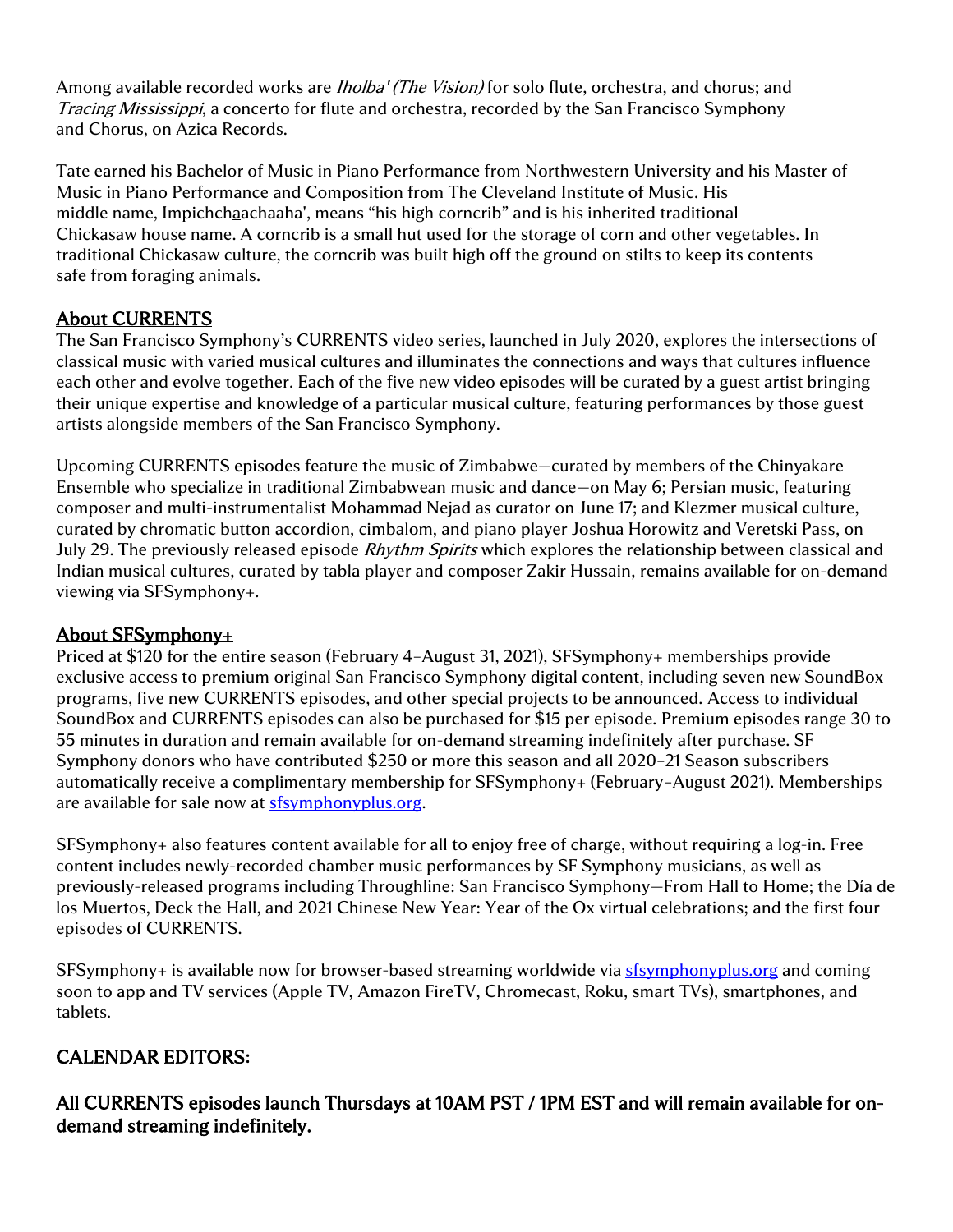Among available recorded works are *Iholba' (The Vision)* for solo flute, orchestra, and chorus; and *Tracing Mississippi*, a concerto for flute and orchestra, recorded by the San Francisco Symphony and Chorus, on Azica Records.

Tate earned his Bachelor of Music in Piano Performance from Northwestern University and his Master of Music in Piano Performance and Composition from The Cleveland Institute of Music. His middle name, Impichcha̲achaaha', means "his high corncrib" and is his inherited traditional Chickasaw house name. A corncrib is a small hut used for the storage of corn and other vegetables. In traditional Chickasaw culture, the corncrib was built high off the ground on stilts to keep its contents safe from foraging animals.

## About CURRENTS

The San Francisco Symphony's CURRENTS video series, launched in July 2020, explores the intersections of classical music with varied musical cultures and illuminates the connections and ways that cultures influence each other and evolve together. Each of the five new video episodes will be curated by a guest artist bringing their unique expertise and knowledge of a particular musical culture, featuring performances by those guest artists alongside members of the San Francisco Symphony.

Upcoming CURRENTS episodes feature the music of Zimbabwe—curated by members of the Chinyakare Ensemble who specialize in traditional Zimbabwean music and dance—on May 6; Persian music, featuring composer and multi-instrumentalist Mohammad Nejad as curator on June 17; and Klezmer musical culture, curated by chromatic button accordion, cimbalom, and piano player Joshua Horowitz and Veretski Pass, on July 29. The previously released episode *Rhythm Spirits* which explores the relationship between classical and Indian musical cultures, curated by tabla player and composer Zakir Hussain, remains available for on-demand viewing via SFSymphony+.

## About SFSymphony+

Priced at $120 for the entire season (February 4–August 31, 2021), SFSymphony+ memberships provide exclusive access to premium original San Francisco Symphony digital content, including seven new SoundBox programs, five new CURRENTS episodes, and other special projects to be announced. Access to individual SoundBox and CURRENTS episodes can also be purchased for $15 per episode. Premium episodes range 30 to 55 minutes in duration and remain available for on-demand streaming indefinitely after purchase. SF Symphony donors who have contributed $250 or more this season and all 2020–21 Season subscribers automatically receive a complimentary membership for SFSymphony+ (February–August 2021). Memberships are available for sale now at [sfsymphonyplus.org](sfsymphonyplus.org).

SFSymphony+ also features content available for all to enjoy free of charge, without requiring a log-in. Free content includes newly-recorded chamber music performances by SF Symphony musicians, as well as previously-released programs including Throughline: San Francisco Symphony—From Hall to Home; the Día de los Muertos, Deck the Hall, and 2021 Chinese New Year: Year of the Ox virtual celebrations; and the first four episodes of CURRENTS.

SFSymphony+ is available now for browser-based streaming worldwide via [sfsymphonyplus.org](sfsymphonyplus.org) and coming soon to app and TV services (Apple TV, Amazon FireTV, Chromecast, Roku, smart TVs), smartphones, and tablets.

## CALENDAR EDITORS:

**All CURRENTS episodes launch Thursdays at 10AM PST / 1PM EST and will remain available for on-demand streaming indefinitely.**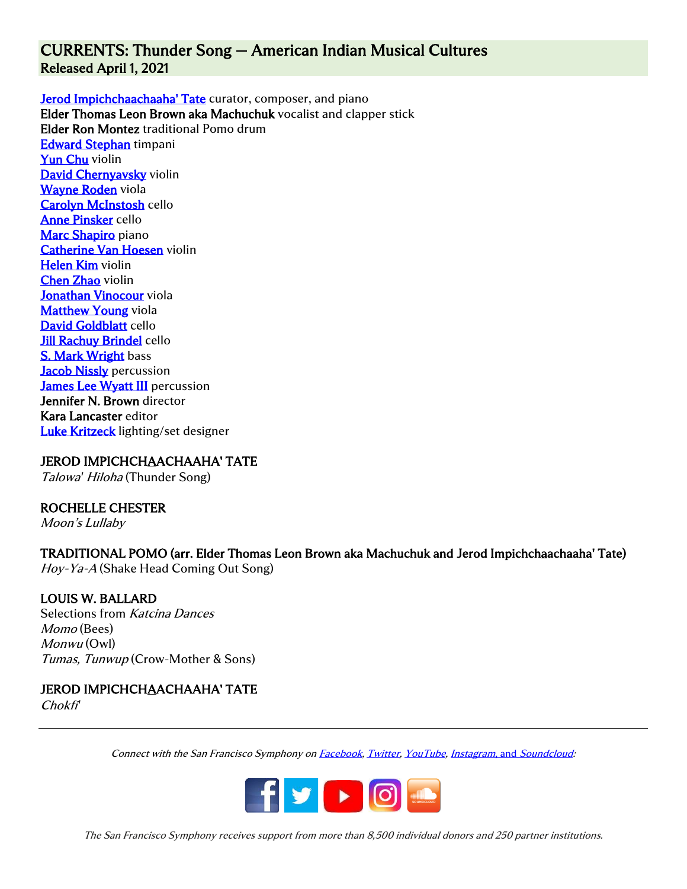## CURRENTS: Thunder Song — American Indian Musical Cultures
**Released April 1, 2021**

**Jerod Impichchaachaaha' Tate** curator, composer, and piano
**Elder Thomas Leon Brown aka Machuchuk** vocalist and clapper stick
**Elder Ron Montez** traditional Pomo drum
**Edward Stephan** timpani
**Yun Chu** violin
**David Chernyavsky** violin
**Wayne Roden** viola
**Carolyn McInstosh** cello
**Anne Pinsker** cello
**Marc Shapiro** piano
**Catherine Van Hoesen** violin
**Helen Kim** violin
**Chen Zhao** violin
**Jonathan Vinocour** viola
**Matthew Young** viola
**David Goldblatt** cello
**Jill Rachuy Brindel** cello
**S. Mark Wright** bass
**Jacob Nissly** percussion
**James Lee Wyatt III** percussion
**Jennifer N. Brown** director
**Kara Lancaster** editor
**Luke Kritzeck** lighting/set designer

JEROD IMPICHCHAACHAAHA' TATE
*Talowa' Hiloha* (Thunder Song)

ROCHELLE CHESTER
*Moon's Lullaby*

TRADITIONAL POMO (arr. Elder Thomas Leon Brown aka Machuchuk and Jerod Impichchaachaaha' Tate)
*Hoy-Ya-A* (Shake Head Coming Out Song)

LOUIS W. BALLARD
Selections from *Katcina Dances*
*Momo* (Bees)
*Monwu* (Owl)
*Tumas, Tunwup* (Crow-Mother & Sons)

JEROD IMPICHCHAACHAAHA' TATE
*Chokfi'*

---

*Connect with the San Francisco Symphony on Facebook, Twitter, YouTube, Instagram, and Soundcloud:*

*The San Francisco Symphony receives support from more than 8,500 individual donors and 250 partner institutions.*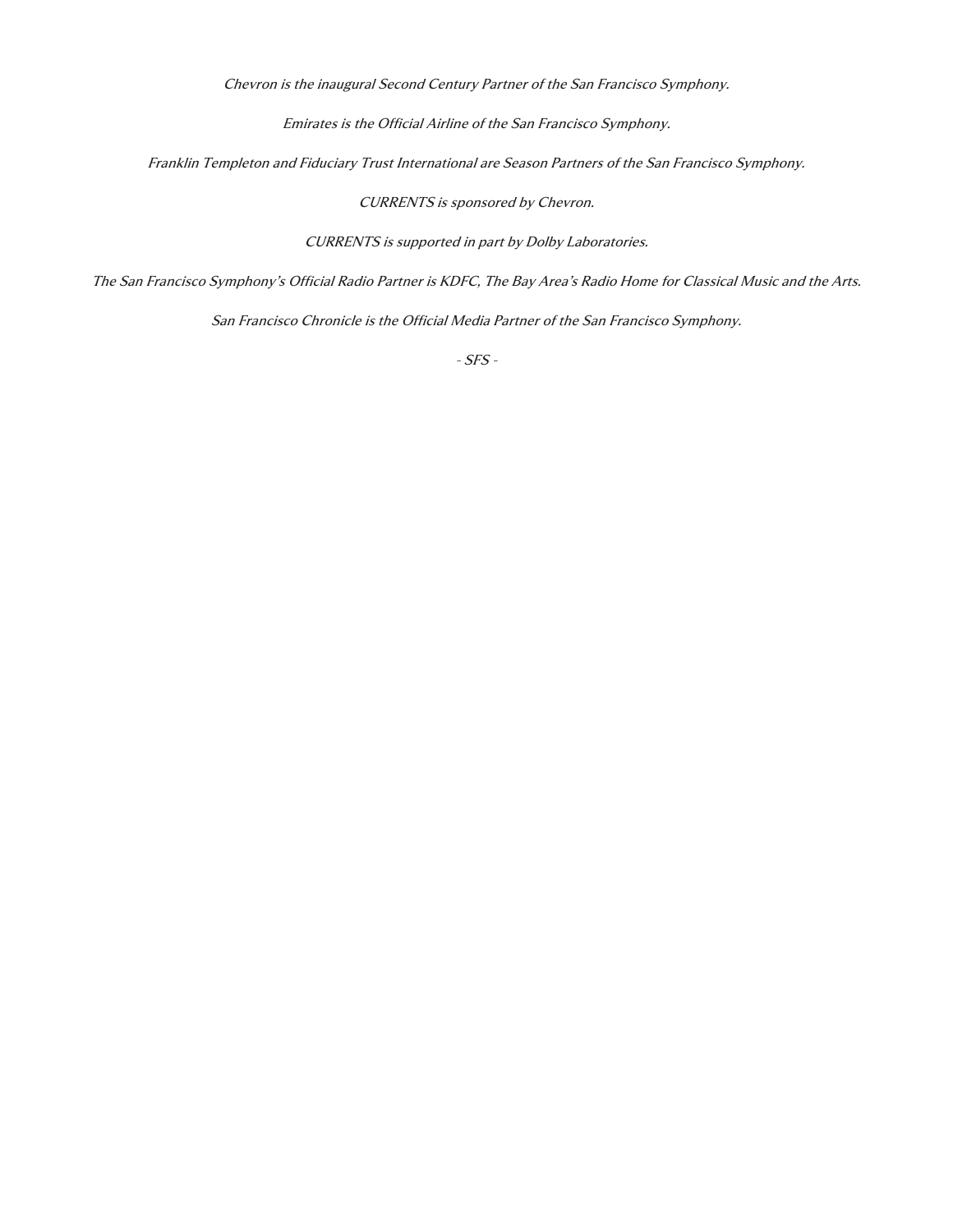*Chevron is the inaugural Second Century Partner of the San Francisco Symphony.*

*Emirates is the Official Airline of the San Francisco Symphony.*

*Franklin Templeton and Fiduciary Trust International are Season Partners of the San Francisco Symphony.*

*CURRENTS is sponsored by Chevron.*

*CURRENTS is supported in part by Dolby Laboratories.*

*The San Francisco Symphony's Official Radio Partner is KDFC, The Bay Area's Radio Home for Classical Music and the Arts.*

*San Francisco Chronicle is the Official Media Partner of the San Francisco Symphony.*

*- SFS -*